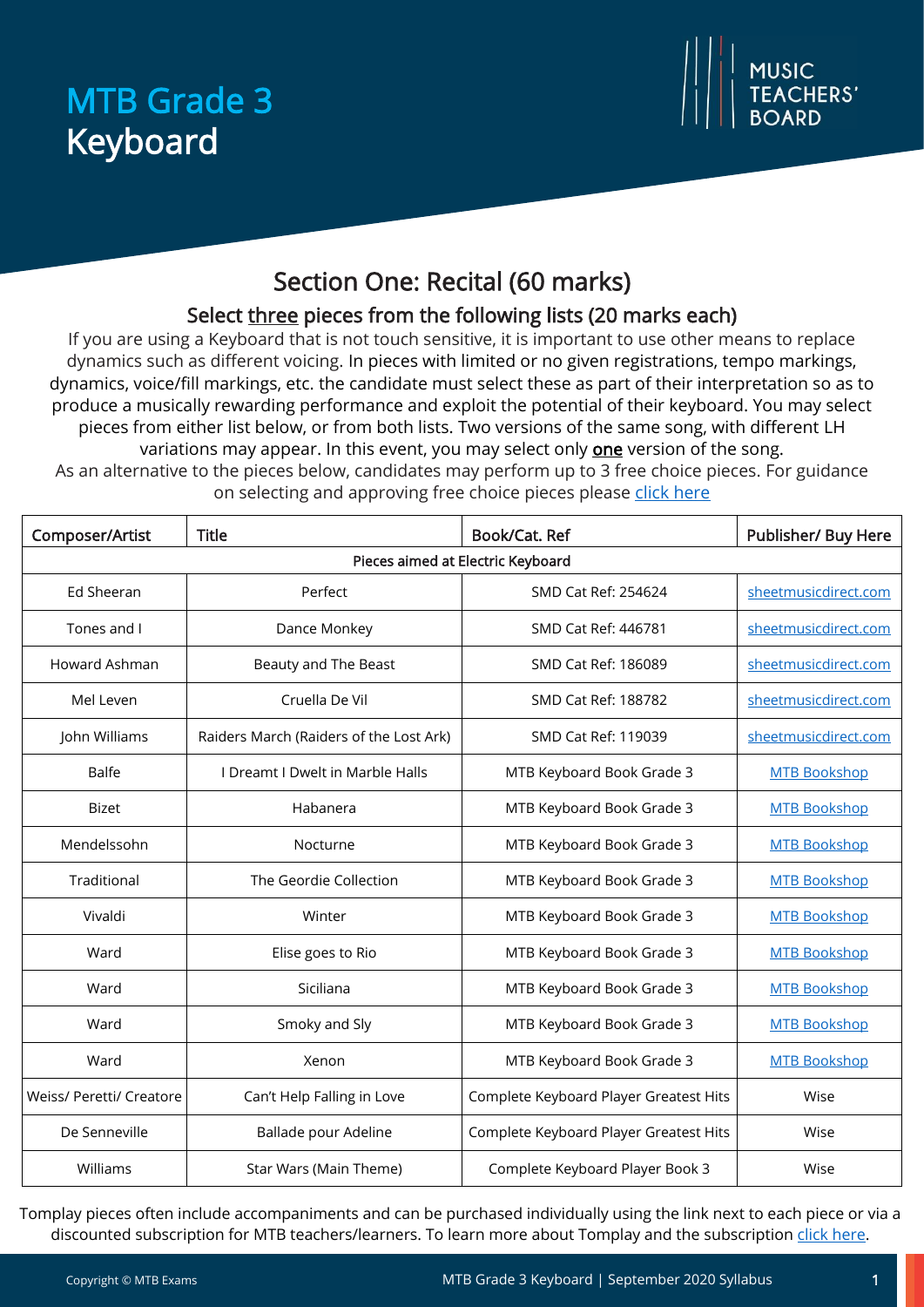# MTB Grade 3 Keyboard

## Section One: Recital (60 marks)

### Select three pieces from the following lists (20 marks each)

If you are using a Keyboard that is not touch sensitive, it is important to use other means to replace dynamics such as different voicing. In pieces with limited or no given registrations, tempo markings, dynamics, voice/fill markings, etc. the candidate must select these as part of their interpretation so as to produce a musically rewarding performance and exploit the potential of their keyboard. You may select pieces from either list below, or from both lists. Two versions of the same song, with different LH variations may appear. In this event, you may select only **one** version of the song.

As an alternative to the pieces below, candidates may perform up to 3 free choice pieces. For guidance on selecting and approving free choice pieces please click here

| Composer/Artist | Title | Book/Cat. Ref | Publisher/ Buy Here |
|---|---|---|---|
| Pieces aimed at Electric Keyboard | | | |
| Ed Sheeran | Perfect | SMD Cat Ref: 254624 | sheetmusicdirect.com |
| Tones and I | Dance Monkey | SMD Cat Ref: 446781 | sheetmusicdirect.com |
| Howard Ashman | Beauty and The Beast | SMD Cat Ref: 186089 | sheetmusicdirect.com |
| Mel Leven | Cruella De Vil | SMD Cat Ref: 188782 | sheetmusicdirect.com |
| John Williams | Raiders March (Raiders of the Lost Ark) | SMD Cat Ref: 119039 | sheetmusicdirect.com |
| Balfe | I Dreamt I Dwelt in Marble Halls | MTB Keyboard Book Grade 3 | MTB Bookshop |
| Bizet | Habanera | MTB Keyboard Book Grade 3 | MTB Bookshop |
| Mendelssohn | Nocturne | MTB Keyboard Book Grade 3 | MTB Bookshop |
| Traditional | The Geordie Collection | MTB Keyboard Book Grade 3 | MTB Bookshop |
| Vivaldi | Winter | MTB Keyboard Book Grade 3 | MTB Bookshop |
| Ward | Elise goes to Rio | MTB Keyboard Book Grade 3 | MTB Bookshop |
| Ward | Siciliana | MTB Keyboard Book Grade 3 | MTB Bookshop |
| Ward | Smoky and Sly | MTB Keyboard Book Grade 3 | MTB Bookshop |
| Ward | Xenon | MTB Keyboard Book Grade 3 | MTB Bookshop |
| Weiss/ Peretti/ Creatore | Can't Help Falling in Love | Complete Keyboard Player Greatest Hits | Wise |
| De Senneville | Ballade pour Adeline | Complete Keyboard Player Greatest Hits | Wise |
| Williams | Star Wars (Main Theme) | Complete Keyboard Player Book 3 | Wise |

Tomplay pieces often include accompaniments and can be purchased individually using the link next to each piece or via a discounted subscription for MTB teachers/learners. To learn more about Tomplay and the subscription click here.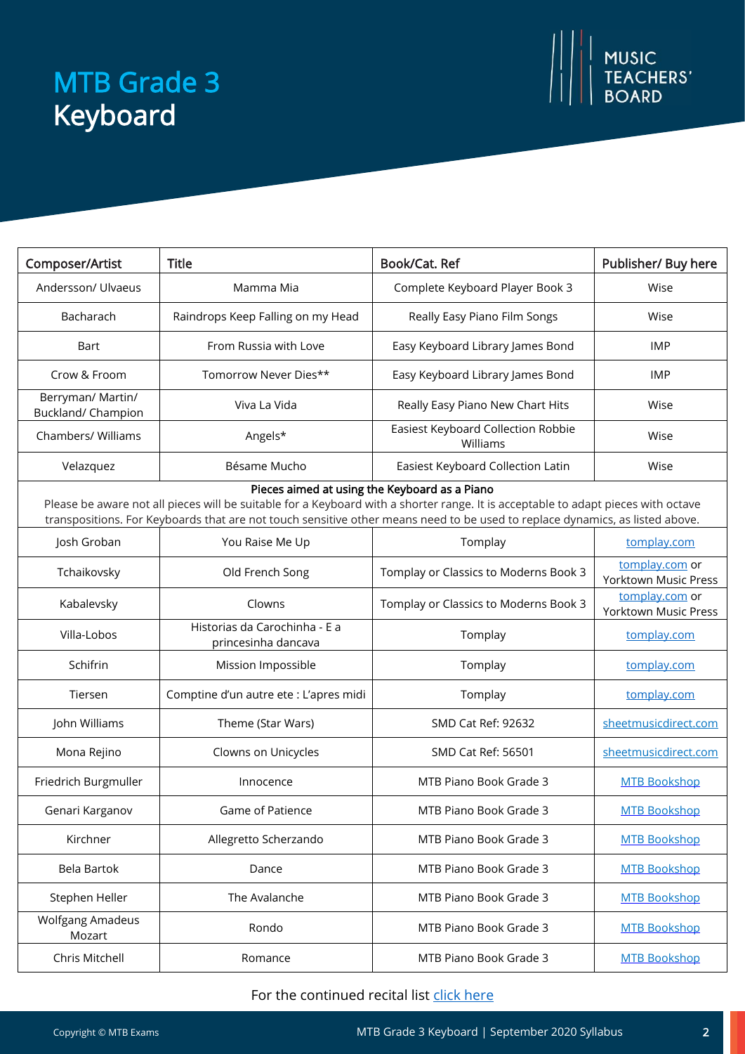# MTB Grade 3 Keyboard

| Composer/Artist | Title | Book/Cat. Ref | Publisher/ Buy here |
|---|---|---|---|
| Andersson/ Ulvaeus | Mamma Mia | Complete Keyboard Player Book 3 | Wise |
| Bacharach | Raindrops Keep Falling on my Head | Really Easy Piano Film Songs | Wise |
| Bart | From Russia with Love | Easy Keyboard Library James Bond | IMP |
| Crow & Froom | Tomorrow Never Dies** | Easy Keyboard Library James Bond | IMP |
| Berryman/ Martin/ Buckland/ Champion | Viva La Vida | Really Easy Piano New Chart Hits | Wise |
| Chambers/ Williams | Angels* | Easiest Keyboard Collection Robbie Williams | Wise |
| Velazquez | Bésame Mucho | Easiest Keyboard Collection Latin | Wise |
| **Pieces aimed at using the Keyboard as a Piano** Please be aware not all pieces will be suitable for a Keyboard with a shorter range. It is acceptable to adapt pieces with octave transpositions. For Keyboards that are not touch sensitive other means need to be used to replace dynamics, as listed above. | | | |
| Josh Groban | You Raise Me Up | Tomplay | tomplay.com |
| Tchaikovsky | Old French Song | Tomplay or Classics to Moderns Book 3 | tomplay.com or Yorktown Music Press |
| Kabalevsky | Clowns | Tomplay or Classics to Moderns Book 3 | tomplay.com or Yorktown Music Press |
| Villa-Lobos | Historias da Carochinha - E a princesinha dancava | Tomplay | tomplay.com |
| Schifrin | Mission Impossible | Tomplay | tomplay.com |
| Tiersen | Comptine d'un autre ete : L'apres midi | Tomplay | tomplay.com |
| John Williams | Theme (Star Wars) | SMD Cat Ref: 92632 | sheetmusicdirect.com |
| Mona Rejino | Clowns on Unicycles | SMD Cat Ref: 56501 | sheetmusicdirect.com |
| Friedrich Burgmuller | Innocence | MTB Piano Book Grade 3 | MTB Bookshop |
| Genari Karganov | Game of Patience | MTB Piano Book Grade 3 | MTB Bookshop |
| Kirchner | Allegretto Scherzando | MTB Piano Book Grade 3 | MTB Bookshop |
| Bela Bartok | Dance | MTB Piano Book Grade 3 | MTB Bookshop |
| Stephen Heller | The Avalanche | MTB Piano Book Grade 3 | MTB Bookshop |
| Wolfgang Amadeus Mozart | Rondo | MTB Piano Book Grade 3 | MTB Bookshop |
| Chris Mitchell | Romance | MTB Piano Book Grade 3 | MTB Bookshop |

For the continued recital list click here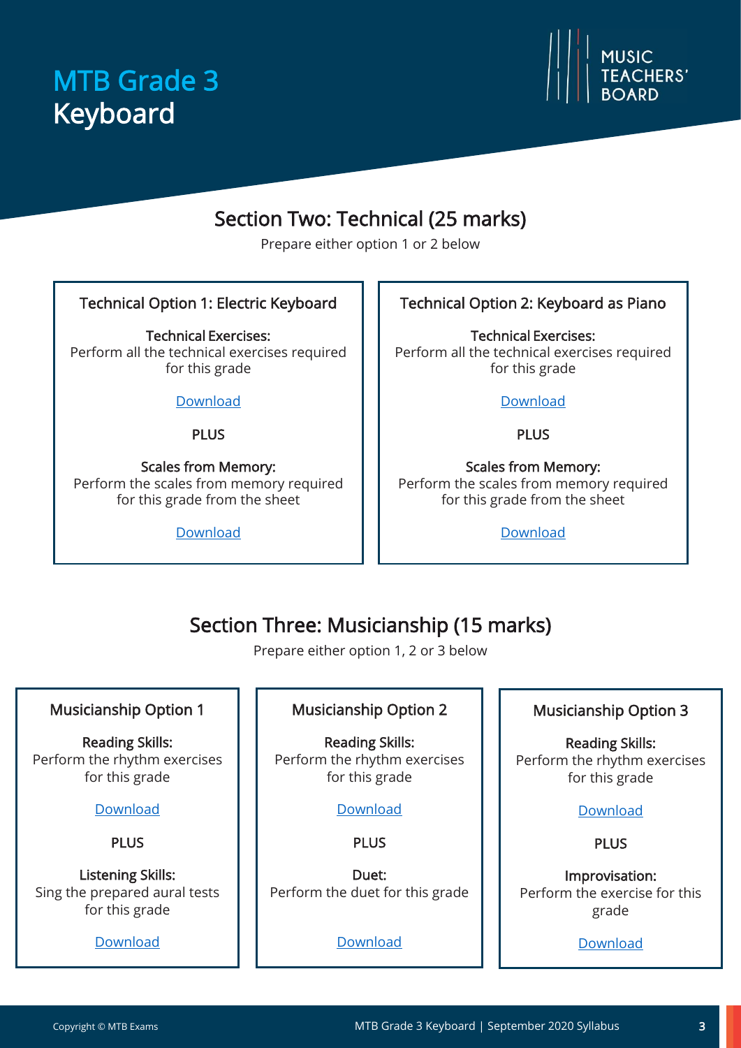# MTB Grade 3
# Keyboard

MUSIC TEACHERS' BOARD

## Section Two: Technical (25 marks)

Prepare either option 1 or 2 below

### Technical Option 1: Electric Keyboard

**Technical Exercises:**
Perform all the technical exercises required for this grade

Download

**PLUS**

**Scales from Memory:**
Perform the scales from memory required for this grade from the sheet

Download

### Technical Option 2: Keyboard as Piano

**Technical Exercises:**
Perform all the technical exercises required for this grade

Download

**PLUS**

**Scales from Memory:**
Perform the scales from memory required for this grade from the sheet

Download

## Section Three: Musicianship (15 marks)

Prepare either option 1, 2 or 3 below

### Musicianship Option 1

**Reading Skills:**
Perform the rhythm exercises for this grade

Download

**PLUS**

**Listening Skills:**
Sing the prepared aural tests for this grade

Download

### Musicianship Option 2

**Reading Skills:**
Perform the rhythm exercises for this grade

Download

**PLUS**

**Duet:**
Perform the duet for this grade

Download

### Musicianship Option 3

**Reading Skills:**
Perform the rhythm exercises for this grade

Download

**PLUS**

**Improvisation:**
Perform the exercise for this grade

Download